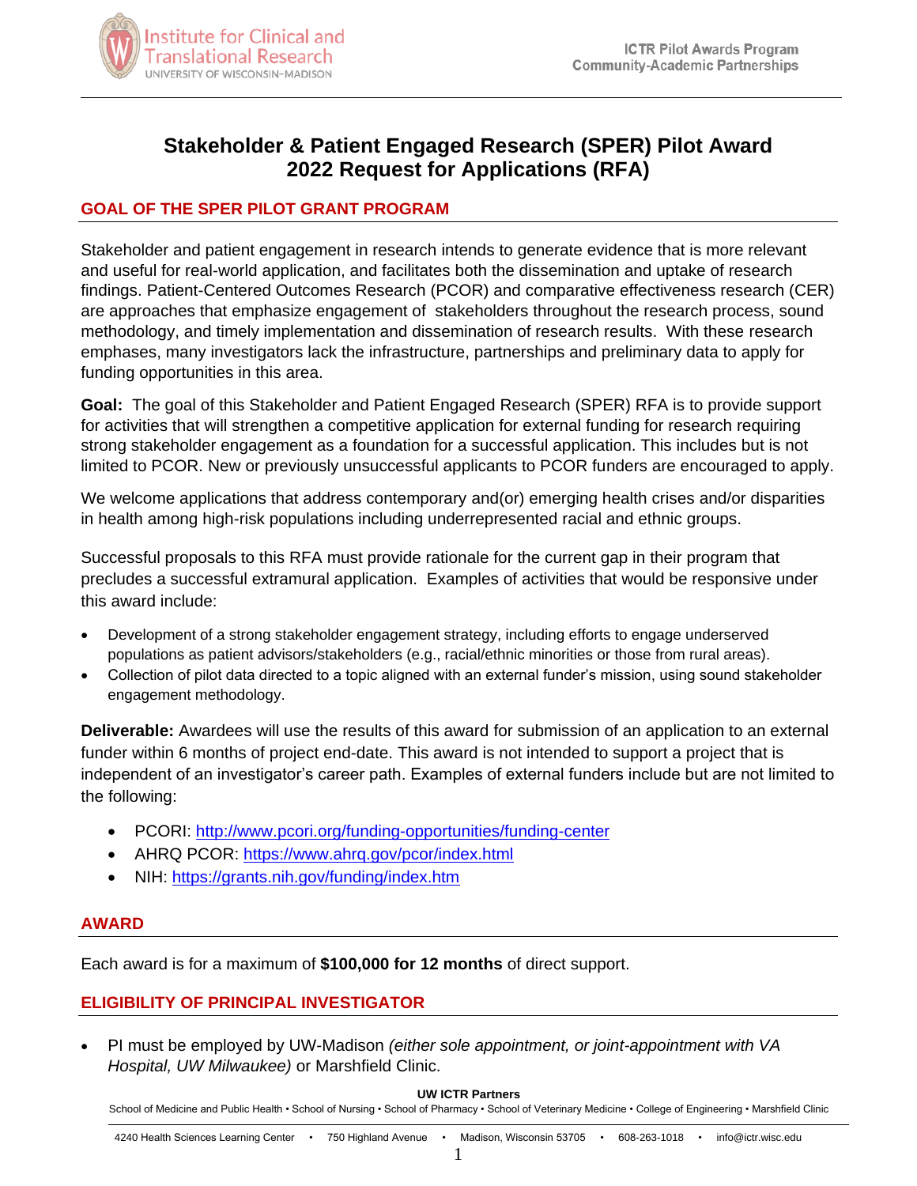# Stakeholder & Patient Engaged Research (SPER) Pilot Award 2022 Request for Applications (RFA)

## GOAL OF THE SPER PILOT GRANT PROGRAM

Stakeholder and patient engagement in research intends to generate evidence that is more relevant and useful for real-world application, and facilitates both the dissemination and uptake of research findings. Patient-Centered Outcomes Research (PCOR) and comparative effectiveness research (CER) are approaches that emphasize engagement of stakeholders throughout the research process, sound methodology, and timely implementation and dissemination of research results. With these research emphases, many investigators lack the infrastructure, partnerships and preliminary data to apply for funding opportunities in this area.

**Goal:** The goal of this Stakeholder and Patient Engaged Research (SPER) RFA is to provide support for activities that will strengthen a competitive application for external funding for research requiring strong stakeholder engagement as a foundation for a successful application. This includes but is not limited to PCOR. New or previously unsuccessful applicants to PCOR funders are encouraged to apply.

We welcome applications that address contemporary and(or) emerging health crises and/or disparities in health among high-risk populations including underrepresented racial and ethnic groups.

Successful proposals to this RFA must provide rationale for the current gap in their program that precludes a successful extramural application. Examples of activities that would be responsive under this award include:

- Development of a strong stakeholder engagement strategy, including efforts to engage underserved populations as patient advisors/stakeholders (e.g., racial/ethnic minorities or those from rural areas).
- Collection of pilot data directed to a topic aligned with an external funder's mission, using sound stakeholder engagement methodology.

**Deliverable:** Awardees will use the results of this award for submission of an application to an external funder within 6 months of project end-date. This award is not intended to support a project that is independent of an investigator's career path. Examples of external funders include but are not limited to the following:

- PCORI: http://www.pcori.org/funding-opportunities/funding-center
- AHRQ PCOR: https://www.ahrq.gov/pcor/index.html
- NIH: https://grants.nih.gov/funding/index.htm

## AWARD

Each award is for a maximum of **$100,000 for 12 months** of direct support.

## ELIGIBILITY OF PRINCIPAL INVESTIGATOR

- PI must be employed by UW-Madison *(either sole appointment, or joint-appointment with VA Hospital, UW Milwaukee)* or Marshfield Clinic.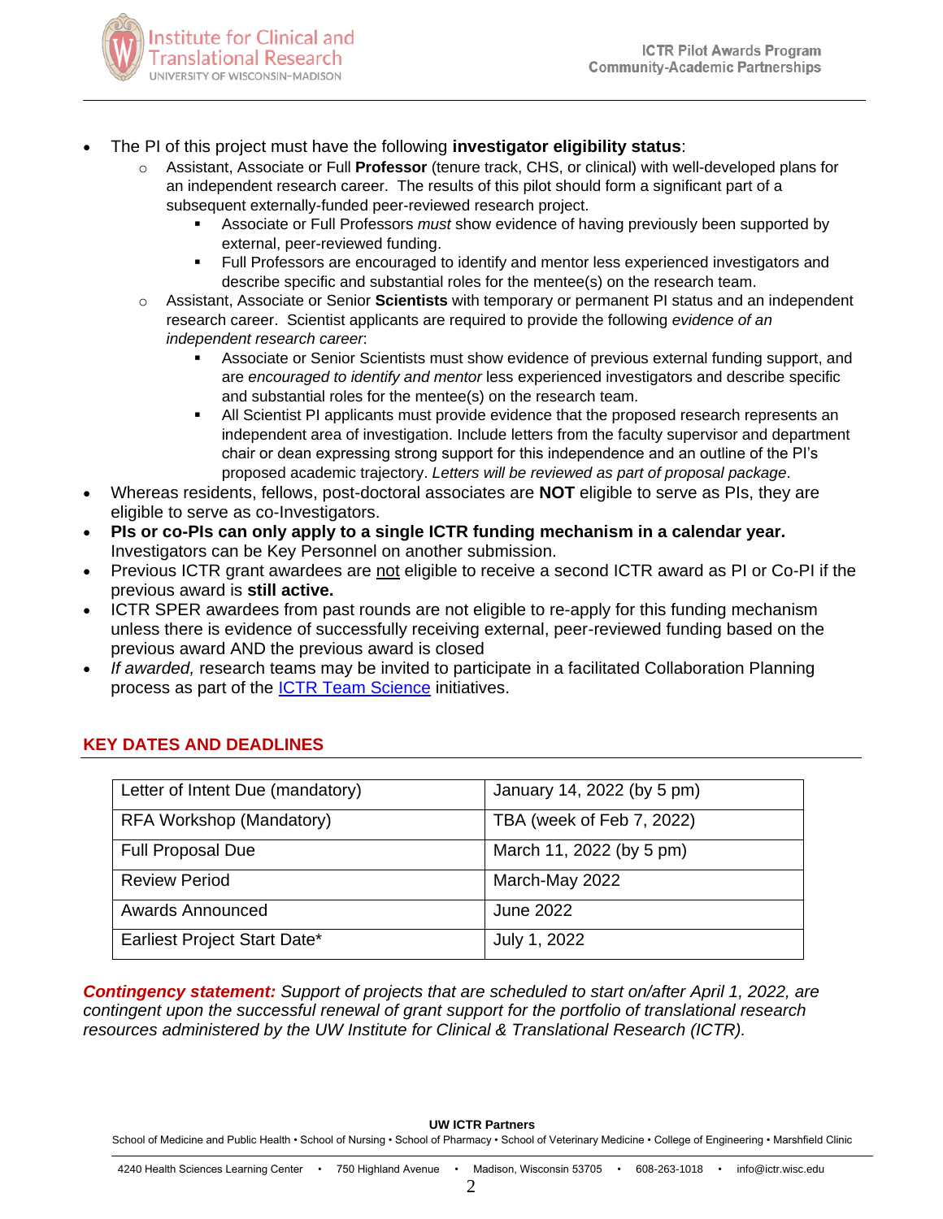- The PI of this project must have the following **investigator eligibility status**:
  - Assistant, Associate or Full **Professor** (tenure track, CHS, or clinical) with well-developed plans for an independent research career. The results of this pilot should form a significant part of a subsequent externally-funded peer-reviewed research project.
    - Associate or Full Professors *must* show evidence of having previously been supported by external, peer-reviewed funding.
    - Full Professors are encouraged to identify and mentor less experienced investigators and describe specific and substantial roles for the mentee(s) on the research team.
  - Assistant, Associate or Senior **Scientists** with temporary or permanent PI status and an independent research career. Scientist applicants are required to provide the following *evidence of an independent research career*:
    - Associate or Senior Scientists must show evidence of previous external funding support, and are *encouraged to identify and mentor* less experienced investigators and describe specific and substantial roles for the mentee(s) on the research team.
    - All Scientist PI applicants must provide evidence that the proposed research represents an independent area of investigation. Include letters from the faculty supervisor and department chair or dean expressing strong support for this independence and an outline of the PI's proposed academic trajectory. *Letters will be reviewed as part of proposal package*.
- Whereas residents, fellows, post-doctoral associates are **NOT** eligible to serve as PIs, they are eligible to serve as co-Investigators.
- **PIs or co-PIs can only apply to a single ICTR funding mechanism in a calendar year.** Investigators can be Key Personnel on another submission.
- Previous ICTR grant awardees are not eligible to receive a second ICTR award as PI or Co-PI if the previous award is **still active.**
- ICTR SPER awardees from past rounds are not eligible to re-apply for this funding mechanism unless there is evidence of successfully receiving external, peer-reviewed funding based on the previous award AND the previous award is closed
- *If awarded,* research teams may be invited to participate in a facilitated Collaboration Planning process as part of the ICTR Team Science initiatives.

## KEY DATES AND DEADLINES

| Event | Date |
|---|---|
| Letter of Intent Due (mandatory) | January 14, 2022 (by 5 pm) |
| RFA Workshop (Mandatory) | TBA (week of Feb 7, 2022) |
| Full Proposal Due | March 11, 2022 (by 5 pm) |
| Review Period | March-May 2022 |
| Awards Announced | June 2022 |
| Earliest Project Start Date* | July 1, 2022 |

***Contingency statement:*** *Support of projects that are scheduled to start on/after April 1, 2022, are contingent upon the successful renewal of grant support for the portfolio of translational research resources administered by the UW Institute for Clinical & Translational Research (ICTR).*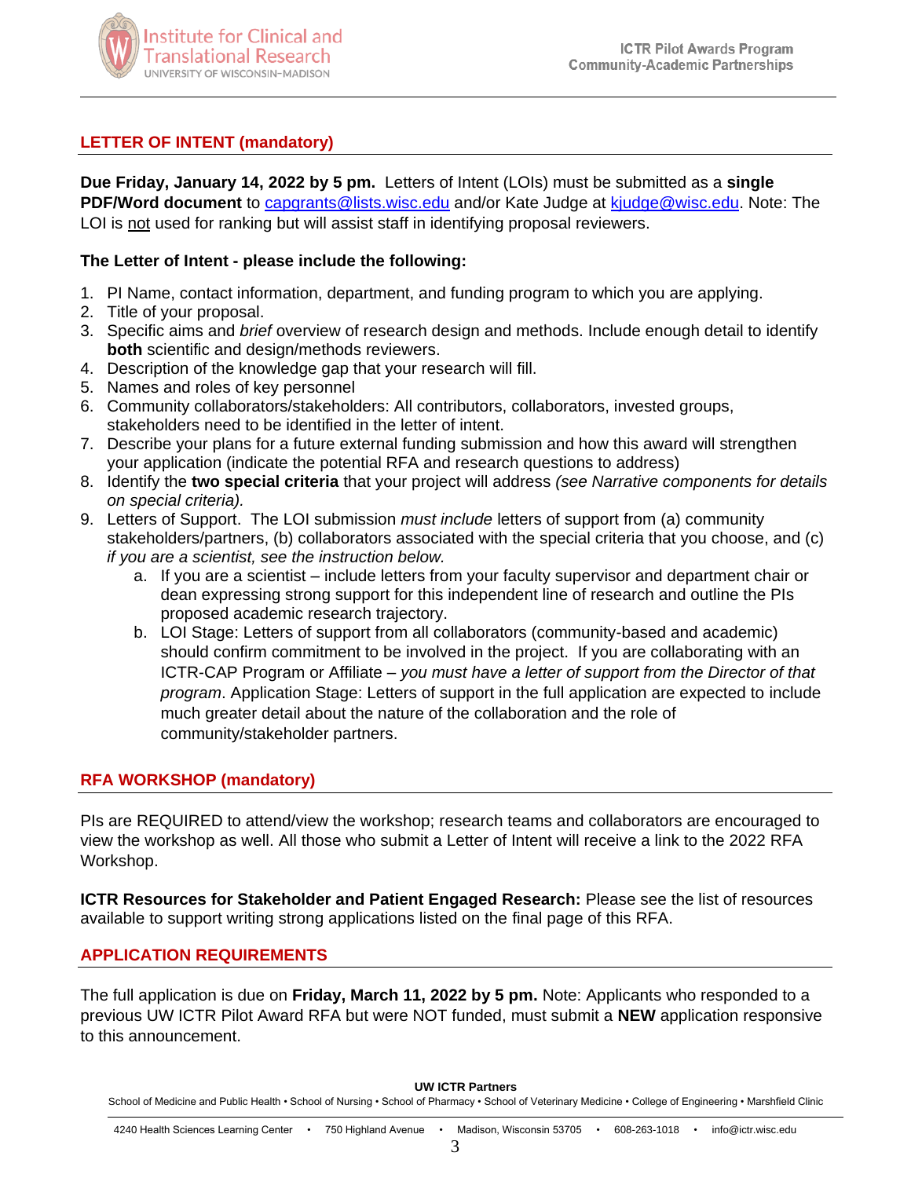## LETTER OF INTENT (mandatory)

**Due Friday, January 14, 2022 by 5 pm.** Letters of Intent (LOIs) must be submitted as a **single PDF/Word document** to capgrants@lists.wisc.edu and/or Kate Judge at kjudge@wisc.edu. Note: The LOI is not used for ranking but will assist staff in identifying proposal reviewers.

**The Letter of Intent - please include the following:**

1. PI Name, contact information, department, and funding program to which you are applying.
2. Title of your proposal.
3. Specific aims and *brief* overview of research design and methods. Include enough detail to identify **both** scientific and design/methods reviewers.
4. Description of the knowledge gap that your research will fill.
5. Names and roles of key personnel
6. Community collaborators/stakeholders: All contributors, collaborators, invested groups, stakeholders need to be identified in the letter of intent.
7. Describe your plans for a future external funding submission and how this award will strengthen your application (indicate the potential RFA and research questions to address)
8. Identify the **two special criteria** that your project will address *(see Narrative components for details on special criteria).*
9. Letters of Support. The LOI submission *must include* letters of support from (a) community stakeholders/partners, (b) collaborators associated with the special criteria that you choose, and (c) *if you are a scientist, see the instruction below.*
   a. If you are a scientist – include letters from your faculty supervisor and department chair or dean expressing strong support for this independent line of research and outline the PIs proposed academic research trajectory.
   b. LOI Stage: Letters of support from all collaborators (community-based and academic) should confirm commitment to be involved in the project. If you are collaborating with an ICTR-CAP Program or Affiliate – *you must have a letter of support from the Director of that program*. Application Stage: Letters of support in the full application are expected to include much greater detail about the nature of the collaboration and the role of community/stakeholder partners.

## RFA WORKSHOP (mandatory)

PIs are REQUIRED to attend/view the workshop; research teams and collaborators are encouraged to view the workshop as well. All those who submit a Letter of Intent will receive a link to the 2022 RFA Workshop.

**ICTR Resources for Stakeholder and Patient Engaged Research:** Please see the list of resources available to support writing strong applications listed on the final page of this RFA.

## APPLICATION REQUIREMENTS

The full application is due on **Friday, March 11, 2022 by 5 pm.** Note: Applicants who responded to a previous UW ICTR Pilot Award RFA but were NOT funded, must submit a **NEW** application responsive to this announcement.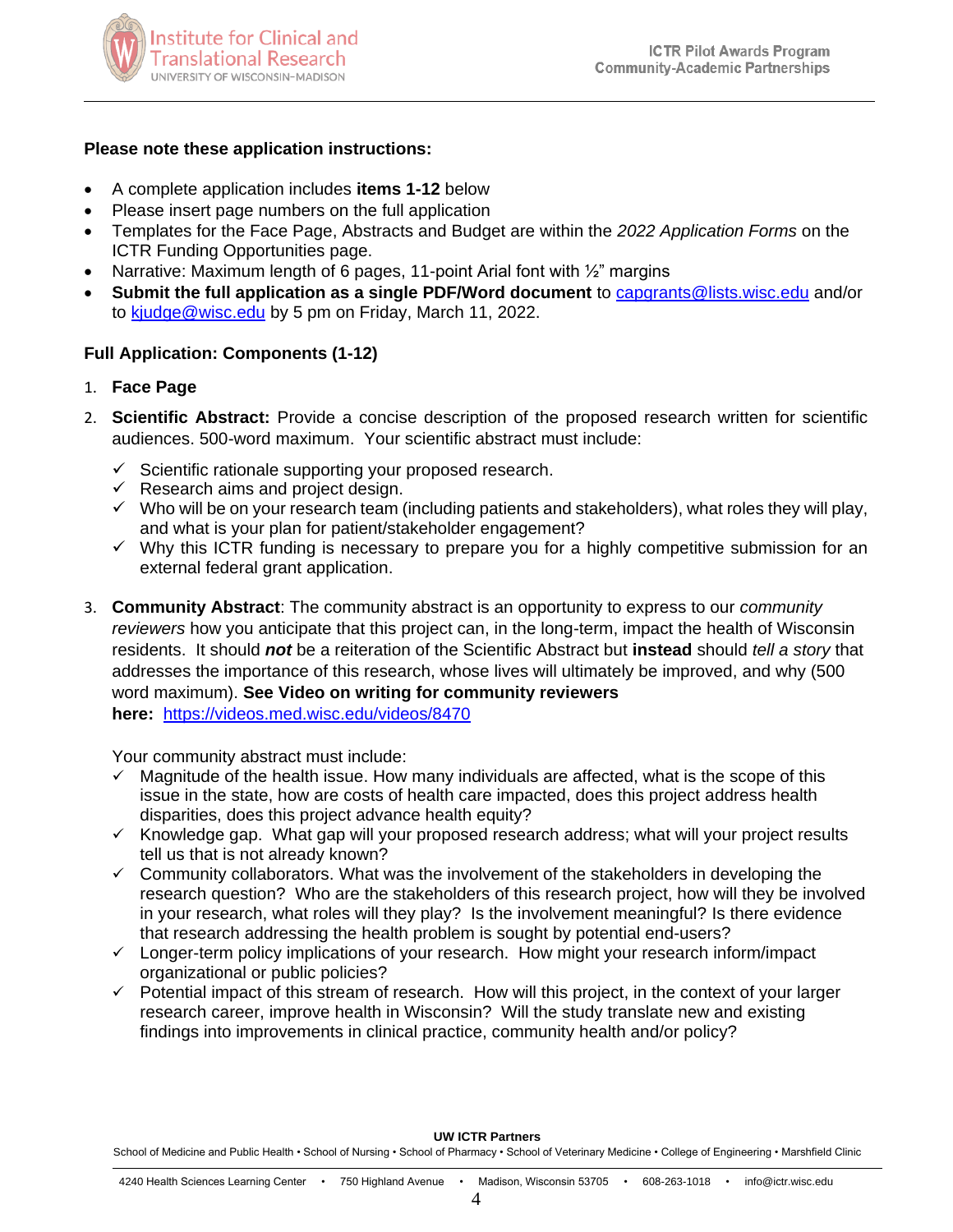**Please note these application instructions:**

- A complete application includes **items 1-12** below
- Please insert page numbers on the full application
- Templates for the Face Page, Abstracts and Budget are within the *2022 Application Forms* on the ICTR Funding Opportunities page.
- Narrative: Maximum length of 6 pages, 11-point Arial font with ½" margins
- **Submit the full application as a single PDF/Word document** to capgrants@lists.wisc.edu and/or to kjudge@wisc.edu by 5 pm on Friday, March 11, 2022.

**Full Application: Components (1-12)**

1. **Face Page**
2. **Scientific Abstract:** Provide a concise description of the proposed research written for scientific audiences. 500-word maximum. Your scientific abstract must include:
   - ✓ Scientific rationale supporting your proposed research.
   - ✓ Research aims and project design.
   - ✓ Who will be on your research team (including patients and stakeholders), what roles they will play, and what is your plan for patient/stakeholder engagement?
   - ✓ Why this ICTR funding is necessary to prepare you for a highly competitive submission for an external federal grant application.
3. **Community Abstract**: The community abstract is an opportunity to express to our *community reviewers* how you anticipate that this project can, in the long-term, impact the health of Wisconsin residents. It should ***not*** be a reiteration of the Scientific Abstract but **instead** should *tell a story* that addresses the importance of this research, whose lives will ultimately be improved, and why (500 word maximum). **See Video on writing for community reviewers here:** https://videos.med.wisc.edu/videos/8470

   Your community abstract must include:
   - ✓ Magnitude of the health issue. How many individuals are affected, what is the scope of this issue in the state, how are costs of health care impacted, does this project address health disparities, does this project advance health equity?
   - ✓ Knowledge gap. What gap will your proposed research address; what will your project results tell us that is not already known?
   - ✓ Community collaborators. What was the involvement of the stakeholders in developing the research question? Who are the stakeholders of this research project, how will they be involved in your research, what roles will they play? Is the involvement meaningful? Is there evidence that research addressing the health problem is sought by potential end-users?
   - ✓ Longer-term policy implications of your research. How might your research inform/impact organizational or public policies?
   - ✓ Potential impact of this stream of research. How will this project, in the context of your larger research career, improve health in Wisconsin? Will the study translate new and existing findings into improvements in clinical practice, community health and/or policy?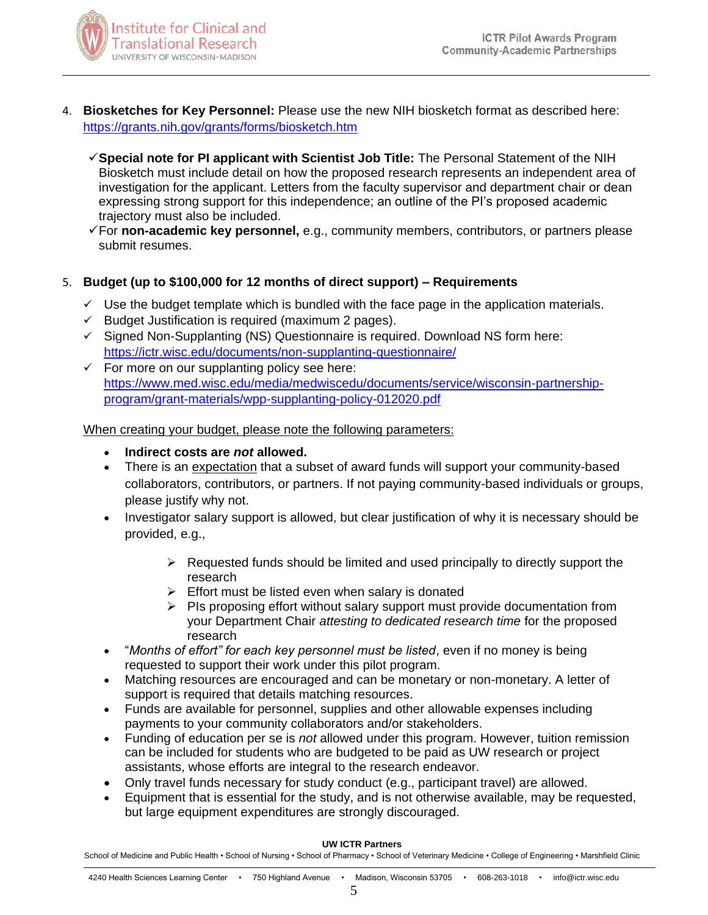4. **Biosketches for Key Personnel:** Please use the new NIH biosketch format as described here: https://grants.nih.gov/grants/forms/biosketch.htm

   - ✓ **Special note for PI applicant with Scientist Job Title:** The Personal Statement of the NIH Biosketch must include detail on how the proposed research represents an independent area of investigation for the applicant. Letters from the faculty supervisor and department chair or dean expressing strong support for this independence; an outline of the PI's proposed academic trajectory must also be included.
   - ✓ For **non-academic key personnel,** e.g., community members, contributors, or partners please submit resumes.

5. **Budget (up to $100,000 for 12 months of direct support) – Requirements**

   - ✓ Use the budget template which is bundled with the face page in the application materials.
   - ✓ Budget Justification is required (maximum 2 pages).
   - ✓ Signed Non-Supplanting (NS) Questionnaire is required. Download NS form here: https://ictr.wisc.edu/documents/non-supplanting-questionnaire/
   - ✓ For more on our supplanting policy see here: https://www.med.wisc.edu/media/medwiscedu/documents/service/wisconsin-partnership-program/grant-materials/wpp-supplanting-policy-012020.pdf

   When creating your budget, please note the following parameters:

   - **Indicect costs are *not* allowed.**
   - There is an expectation that a subset of award funds will support your community-based collaborators, contributors, or partners. If not paying community-based individuals or groups, please justify why not.
   - Investigator salary support is allowed, but clear justification of why it is necessary should be provided, e.g.,
     - Requested funds should be limited and used principally to directly support the research
     - Effort must be listed even when salary is donated
     - PIs proposing effort without salary support must provide documentation from your Department Chair *attesting to dedicated research time* for the proposed research
   - "*Months of effort" for each key personnel must be listed*, even if no money is being requested to support their work under this pilot program.
   - Matching resources are encouraged and can be monetary or non-monetary. A letter of support is required that details matching resources.
   - Funds are available for personnel, supplies and other allowable expenses including payments to your community collaborators and/or stakeholders.
   - Funding of education per se is *not* allowed under this program. However, tuition remission can be included for students who are budgeted to be paid as UW research or project assistants, whose efforts are integral to the research endeavor.
   - Only travel funds necessary for study conduct (e.g., participant travel) are allowed.
   - Equipment that is essential for the study, and is not otherwise available, may be requested, but large equipment expenditures are strongly discouraged.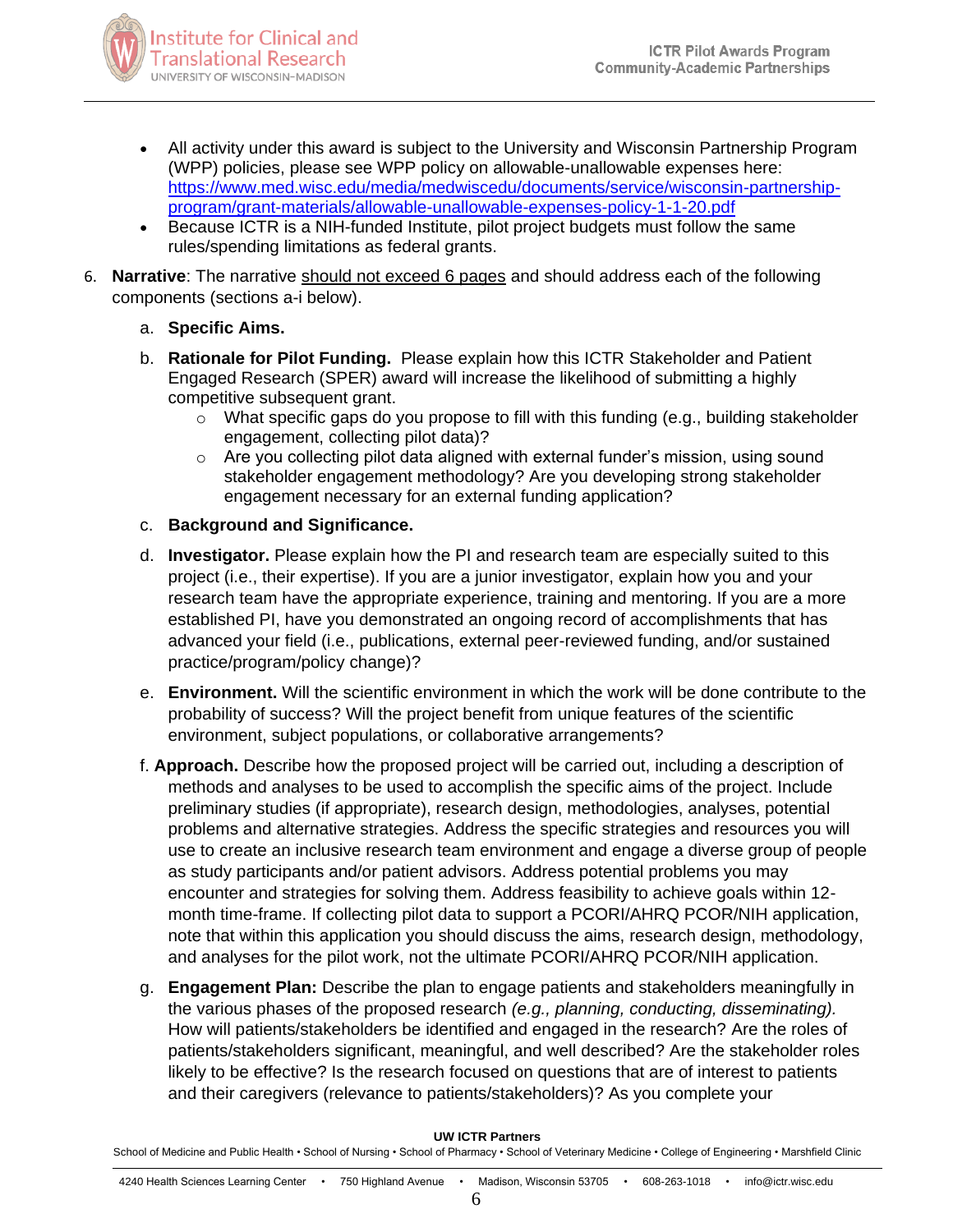- All activity under this award is subject to the University and Wisconsin Partnership Program (WPP) policies, please see WPP policy on allowable-unallowable expenses here: [https://www.med.wisc.edu/media/medwiscedu/documents/service/wisconsin-partnership-program/grant-materials/allowable-unallowable-expenses-policy-1-1-20.pdf](https://www.med.wisc.edu/media/medwiscedu/documents/service/wisconsin-partnership-program/grant-materials/allowable-unallowable-expenses-policy-1-1-20.pdf)
- Because ICTR is a NIH-funded Institute, pilot project budgets must follow the same rules/spending limitations as federal grants.

6. **Narrative**: The narrative <u>should not exceed 6 pages</u> and should address each of the following components (sections a-i below).

   a. **Specific Aims.**

   b. **Rationale for Pilot Funding.** Please explain how this ICTR Stakeholder and Patient Engaged Research (SPER) award will increase the likelihood of submitting a highly competitive subsequent grant.
      - What specific gaps do you propose to fill with this funding (e.g., building stakeholder engagement, collecting pilot data)?
      - Are you collecting pilot data aligned with external funder's mission, using sound stakeholder engagement methodology? Are you developing strong stakeholder engagement necessary for an external funding application?

   c. **Background and Significance.**

   d. **Investigator.** Please explain how the PI and research team are especially suited to this project (i.e., their expertise). If you are a junior investigator, explain how you and your research team have the appropriate experience, training and mentoring. If you are a more established PI, have you demonstrated an ongoing record of accomplishments that has advanced your field (i.e., publications, external peer-reviewed funding, and/or sustained practice/program/policy change)?

   e. **Environment.** Will the scientific environment in which the work will be done contribute to the probability of success? Will the project benefit from unique features of the scientific environment, subject populations, or collaborative arrangements?

   f. **Approach.** Describe how the proposed project will be carried out, including a description of methods and analyses to be used to accomplish the specific aims of the project. Include preliminary studies (if appropriate), research design, methodologies, analyses, potential problems and alternative strategies. Address the specific strategies and resources you will use to create an inclusive research team environment and engage a diverse group of people as study participants and/or patient advisors. Address potential problems you may encounter and strategies for solving them. Address feasibility to achieve goals within 12-month time-frame. If collecting pilot data to support a PCORI/AHRQ PCOR/NIH application, note that within this application you should discuss the aims, research design, methodology, and analyses for the pilot work, not the ultimate PCORI/AHRQ PCOR/NIH application.

   g. **Engagement Plan:** Describe the plan to engage patients and stakeholders meaningfully in the various phases of the proposed research *(e.g., planning, conducting, disseminating).* How will patients/stakeholders be identified and engaged in the research? Are the roles of patients/stakeholders significant, meaningful, and well described? Are the stakeholder roles likely to be effective? Is the research focused on questions that are of interest to patients and their caregivers (relevance to patients/stakeholders)? As you complete your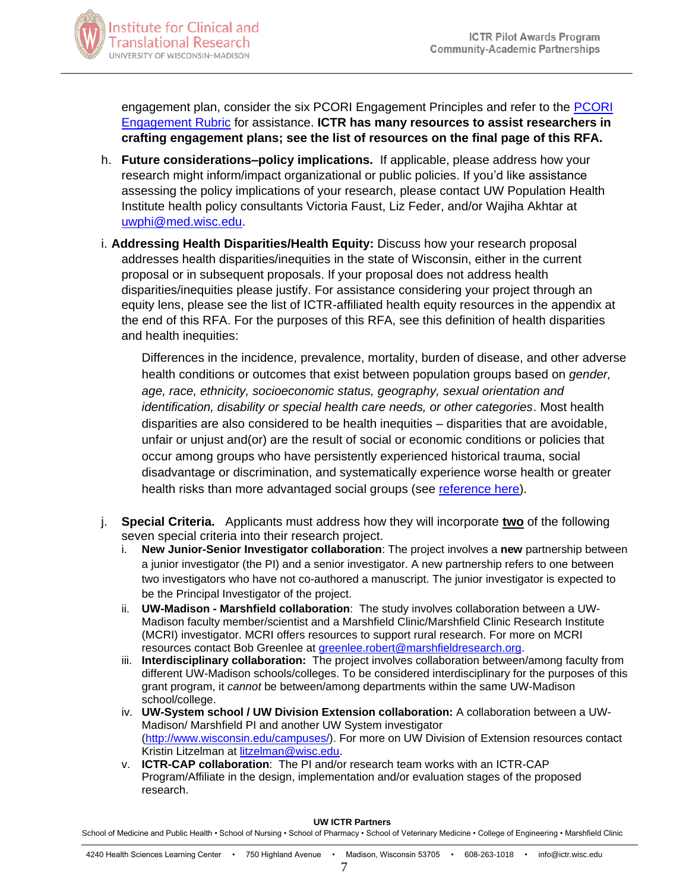engagement plan, consider the six PCORI Engagement Principles and refer to the [PCORI Engagement Rubric](#) for assistance. **ICTR has many resources to assist researchers in crafting engagement plans; see the list of resources on the final page of this RFA.**

h. **Future considerations–policy implications.** If applicable, please address how your research might inform/impact organizational or public policies. If you'd like assistance assessing the policy implications of your research, please contact UW Population Health Institute health policy consultants Victoria Faust, Liz Feder, and/or Wajiha Akhtar at [uwphi@med.wisc.edu](mailto:uwphi@med.wisc.edu).

i. **Addressing Health Disparities/Health Equity:** Discuss how your research proposal addresses health disparities/inequities in the state of Wisconsin, either in the current proposal or in subsequent proposals. If your proposal does not address health disparities/inequities please justify. For assistance considering your project through an equity lens, please see the list of ICTR-affiliated health equity resources in the appendix at the end of this RFA. For the purposes of this RFA, see this definition of health disparities and health inequities:

   Differences in the incidence, prevalence, mortality, burden of disease, and other adverse health conditions or outcomes that exist between population groups based on *gender, age, race, ethnicity, socioeconomic status, geography, sexual orientation and identification, disability or special health care needs, or other categories*. Most health disparities are also considered to be health inequities – disparities that are avoidable, unfair or unjust and(or) are the result of social or economic conditions or policies that occur among groups who have persistently experienced historical trauma, social disadvantage or discrimination, and systematically experience worse health or greater health risks than more advantaged social groups (see [reference here](#)).

j. **Special Criteria.** Applicants must address how they will incorporate **two** of the following seven special criteria into their research project.
   i. **New Junior-Senior Investigator collaboration**: The project involves a **new** partnership between a junior investigator (the PI) and a senior investigator. A new partnership refers to one between two investigators who have not co-authored a manuscript. The junior investigator is expected to be the Principal Investigator of the project.
   ii. **UW-Madison - Marshfield collaboration**: The study involves collaboration between a UW-Madison faculty member/scientist and a Marshfield Clinic/Marshfield Clinic Research Institute (MCRI) investigator. MCRI offers resources to support rural research. For more on MCRI resources contact Bob Greenlee at [greenlee.robert@marshfieldresearch.org](mailto:greenlee.robert@marshfieldresearch.org).
   iii. **Interdisciplinary collaboration:** The project involves collaboration between/among faculty from different UW-Madison schools/colleges. To be considered interdisciplinary for the purposes of this grant program, it *cannot* be between/among departments within the same UW-Madison school/college.
   iv. **UW-System school / UW Division Extension collaboration:** A collaboration between a UW-Madison/ Marshfield PI and another UW System investigator ([http://www.wisconsin.edu/campuses/](http://www.wisconsin.edu/campuses/)). For more on UW Division of Extension resources contact Kristin Litzelman at [litzelman@wisc.edu](mailto:litzelman@wisc.edu).
   v. **ICTR-CAP collaboration**: The PI and/or research team works with an ICTR-CAP Program/Affiliate in the design, implementation and/or evaluation stages of the proposed research.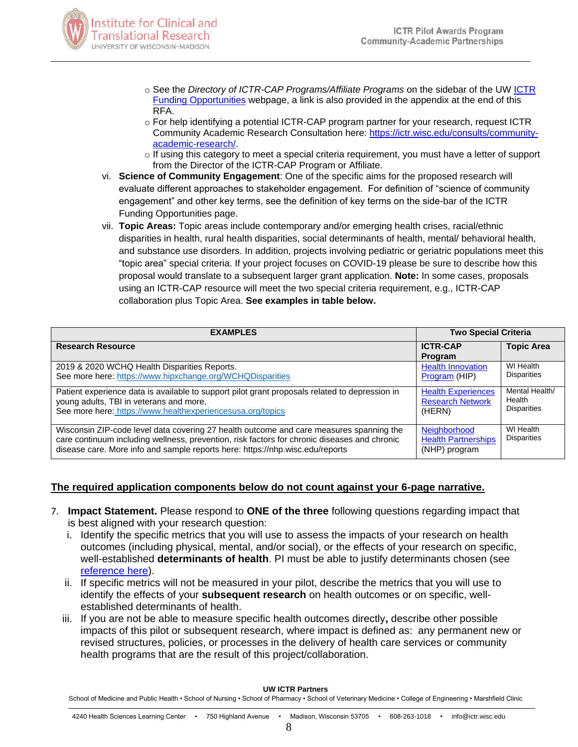- See the *Directory of ICTR-CAP Programs/Affiliate Programs* on the sidebar of the UW [ICTR Funding Opportunities]() webpage, a link is also provided in the appendix at the end of this RFA.
- For help identifying a potential ICTR-CAP program partner for your research, request ICTR Community Academic Research Consultation here: [https://ictr.wisc.edu/consults/community-academic-research/](https://ictr.wisc.edu/consults/community-academic-research/).
- If using this category to meet a special criteria requirement, you must have a letter of support from the Director of the ICTR-CAP Program or Affiliate.

vi. **Science of Community Engagement**: One of the specific aims for the proposed research will evaluate different approaches to stakeholder engagement. For definition of "science of community engagement" and other key terms, see the definition of key terms on the side-bar of the ICTR Funding Opportunities page.

vii. **Topic Areas:** Topic areas include contemporary and/or emerging health crises, racial/ethnic disparities in health, rural health disparities, social determinants of health, mental/ behavioral health, and substance use disorders. In addition, projects involving pediatric or geriatric populations meet this "topic area" special criteria. If your project focuses on COVID-19 please be sure to describe how this proposal would translate to a subsequent larger grant application. **Note:** In some cases, proposals using an ICTR-CAP resource will meet the two special criteria requirement, e.g., ICTR-CAP collaboration plus Topic Area. **See examples in table below.**

| EXAMPLES | Two Special Criteria | |
|---|---|---|
| **Research Resource** | **ICTR-CAP Program** | **Topic Area** |
| 2019 & 2020 WCHQ Health Disparities Reports. See more here: [https://www.hipxchange.org/WCHQDisparities](https://www.hipxchange.org/WCHQDisparities) | [Health Innovation Program]() (HIP) | WI Health Disparities |
| Patient experience data is available to support pilot grant proposals related to depression in young adults, TBI in veterans and more. See more here: [https://www.healthexperiencesusa.org/topics](https://www.healthexperiencesusa.org/topics) | [Health Experiences Research Network]() (HERN) | Mental Health/ Health Disparities |
| Wisconsin ZIP-code level data covering 27 health outcome and care measures spanning the care continuum including wellness, prevention, risk factors for chronic diseases and chronic disease care. More info and sample reports here: https://nhp.wisc.edu/reports | [Neighborhood Health Partnerships]() (NHP) program | WI Health Disparities |

**<u>The required application components below do not count against your 6-page narrative.</u>**

7. **Impact Statement.** Please respond to **ONE of the three** following questions regarding impact that is best aligned with your research question:
   i. Identify the specific metrics that you will use to assess the impacts of your research on health outcomes (including physical, mental, and/or social), or the effects of your research on specific, well-established **determinants of health**. PI must be able to justify determinants chosen (see [reference here]()).
   ii. If specific metrics will not be measured in your pilot, describe the metrics that you will use to identify the effects of your **subsequent research** on health outcomes or on specific, well-established determinants of health.
   iii. If you are not be able to measure specific health outcomes directly**,** describe other possible impacts of this pilot or subsequent research, where impact is defined as: any permanent new or revised structures, policies, or processes in the delivery of health care services or community health programs that are the result of this project/collaboration.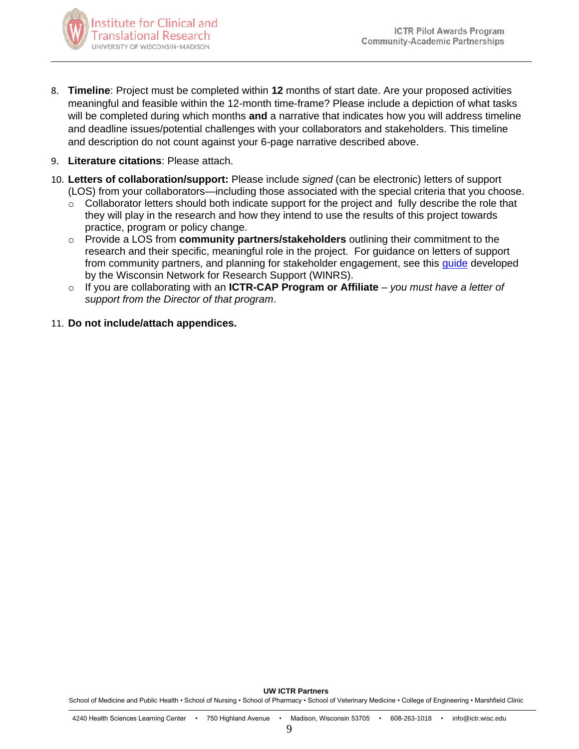8. **Timeline**: Project must be completed within **12** months of start date. Are your proposed activities meaningful and feasible within the 12-month time-frame? Please include a depiction of what tasks will be completed during which months **and** a narrative that indicates how you will address timeline and deadline issues/potential challenges with your collaborators and stakeholders. This timeline and description do not count against your 6-page narrative described above.
9. **Literature citations**: Please attach.
10. **Letters of collaboration/support:** Please include *signed* (can be electronic) letters of support (LOS) from your collaborators—including those associated with the special criteria that you choose.
    - Collaborator letters should both indicate support for the project and fully describe the role that they will play in the research and how they intend to use the results of this project towards practice, program or policy change.
    - Provide a LOS from **community partners/stakeholders** outlining their commitment to the research and their specific, meaningful role in the project. For guidance on letters of support from community partners, and planning for stakeholder engagement, see this guide developed by the Wisconsin Network for Research Support (WINRS).
    - If you are collaborating with an **ICTR-CAP Program or Affiliate** – *you must have a letter of support from the Director of that program*.
11. **Do not include/attach appendices.**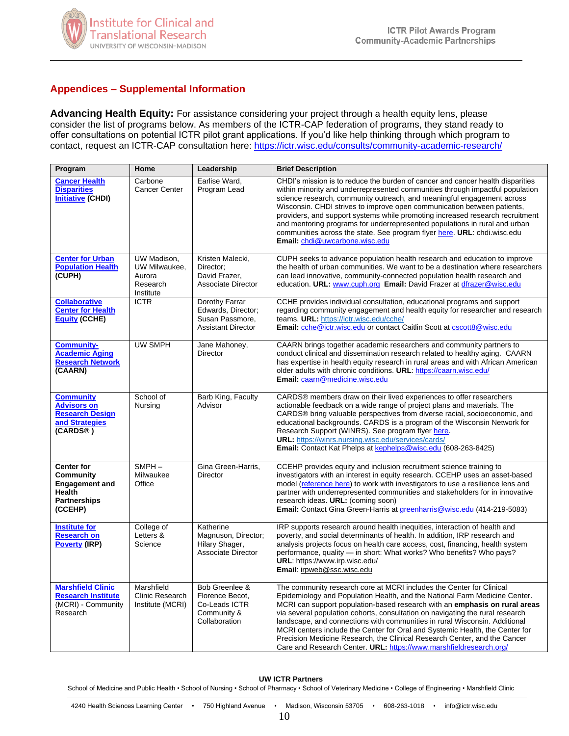## Appendices – Supplemental Information

**Advancing Health Equity:** For assistance considering your project through a health equity lens, please consider the list of programs below. As members of the ICTR-CAP federation of programs, they stand ready to offer consultations on potential ICTR pilot grant applications. If you'd like help thinking through which program to contact, request an ICTR-CAP consultation here: https://ictr.wisc.edu/consults/community-academic-research/

| Program | Home | Leadership | Brief Description |
|---|---|---|---|
| **Cancer Health Disparities Initiative (CHDI)** | Carbone Cancer Center | Earlise Ward, Program Lead | CHDI's mission is to reduce the burden of cancer and cancer health disparities within minority and underrepresented communities through impactful population science research, community outreach, and meaningful engagement across Wisconsin. CHDI strives to improve open communication between patients, providers, and support systems while promoting increased research recruitment and mentoring programs for underrepresented populations in rural and urban communities across the state. See program flyer here. **URL**: chdi.wisc.edu **Email:** chdi@uwcarbone.wisc.edu |
| **Center for Urban Population Health (CUPH)** | UW Madison, UW Milwaukee, Aurora Research Institute | Kristen Malecki, Director; David Frazer, Associate Director | CUPH seeks to advance population health research and education to improve the health of urban communities. We want to be a destination where researchers can lead innovative, community-connected population health research and education. **URL:** www.cuph.org **Email:** David Frazer at dfrazer@wisc.edu |
| **Collaborative Center for Health Equity (CCHE)** | ICTR | Dorothy Farrar Edwards, Director; Susan Passmore, Assistant Director | CCHE provides individual consultation, educational programs and support regarding community engagement and health equity for researcher and research teams. **URL:** https://ictr.wisc.edu/cche/ **Email:** cche@ictr.wisc.edu or contact Caitlin Scott at cscott8@wisc.edu |
| **Community-Academic Aging Research Network (CAARN)** | UW SMPH | Jane Mahoney, Director | CAARN brings together academic researchers and community partners to conduct clinical and dissemination research related to healthy aging. CAARN has expertise in health equity research in rural areas and with African American older adults with chronic conditions. **URL**: https://caarn.wisc.edu/ **Email:** caarn@medicine.wisc.edu |
| **Community Advisors on Research Design and Strategies (CARDS® )** | School of Nursing | Barb King, Faculty Advisor | CARDS® members draw on their lived experiences to offer researchers actionable feedback on a wide range of project plans and materials. The CARDS® bring valuable perspectives from diverse racial, socioeconomic, and educational backgrounds. CARDS is a program of the Wisconsin Network for Research Support (WINRS). See program flyer here. **URL:** https://winrs.nursing.wisc.edu/services/cards/ **Email:** Contact Kat Phelps at kephelps@wisc.edu (608-263-8425) |
| **Center for Community Engagement and Health Partnerships (CCEHP)** | SMPH – Milwaukee Office | Gina Green-Harris, Director | CCEHP provides equity and inclusion recruitment science training to investigators with an interest in equity research. CCEHP uses an asset-based model (reference here) to work with investigators to use a resilience lens and partner with underrepresented communities and stakeholders for in innovative research ideas. **URL:** (coming soon) **Email:** Contact Gina Green-Harris at greenharris@wisc.edu (414-219-5083) |
| **Institute for Research on Poverty (IRP)** | College of Letters & Science | Katherine Magnuson, Director; Hilary Shager, Associate Director | IRP supports research around health inequities, interaction of health and poverty, and social determinants of health. In addition, IRP research and analysis projects focus on health care access, cost, financing, health system performance, quality — in short: What works? Who benefits? Who pays? **URL**: https://www.irp.wisc.edu/ **Email**: irpweb@ssc.wisc.edu |
| **Marshfield Clinic Research Institute** (MCRI) - Community Research | Marshfield Clinic Research Institute (MCRI) | Bob Greenlee & Florence Becot, Co-Leads ICTR Community & Collaboration | The community research core at MCRI includes the Center for Clinical Epidemiology and Population Health, and the National Farm Medicine Center. MCRI can support population-based research with an **emphasis on rural areas** via several population cohorts, consultation on navigating the rural research landscape, and connections with communities in rural Wisconsin. Additional MCRI centers include the Center for Oral and Systemic Health, the Center for Precision Medicine Research, the Clinical Research Center, and the Cancer Care and Research Center. **URL:** https://www.marshfieldresearch.org/ |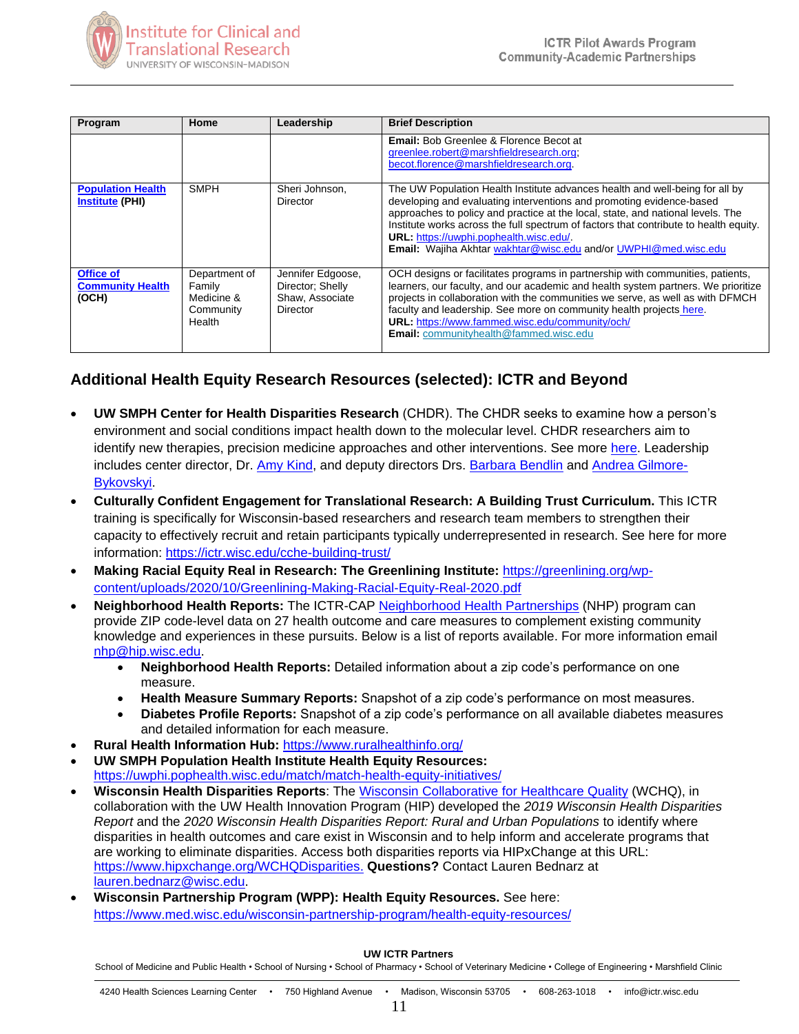| Program | Home | Leadership | Brief Description |
|---|---|---|---|
| | | | **Email:** Bob Greenlee & Florence Becot at greenlee.robert@marshfieldresearch.org; becot.florence@marshfieldresearch.org. |
| **Population Health Institute (PHI)** | SMPH | Sheri Johnson, Director | The UW Population Health Institute advances health and well-being for all by developing and evaluating interventions and promoting evidence-based approaches to policy and practice at the local, state, and national levels. The Institute works across the full spectrum of factors that contribute to health equity. **URL:** https://uwphi.pophealth.wisc.edu/. **Email:** Wajiha Akhtar wakhtar@wisc.edu and/or UWPHI@med.wisc.edu |
| **Office of Community Health (OCH)** | Department of Family Medicine & Community Health | Jennifer Edgoose, Director; Shelly Shaw, Associate Director | OCH designs or facilitates programs in partnership with communities, patients, learners, our faculty, and our academic and health system partners. We prioritize projects in collaboration with the communities we serve, as well as with DFMCH faculty and leadership. See more on community health projects here. **URL:** https://www.fammed.wisc.edu/community/och/ **Email:** communityhealth@fammed.wisc.edu |

## Additional Health Equity Research Resources (selected): ICTR and Beyond

- **UW SMPH Center for Health Disparities Research** (CHDR). The CHDR seeks to examine how a person's environment and social conditions impact health down to the molecular level. CHDR researchers aim to identify new therapies, precision medicine approaches and other interventions. See more here. Leadership includes center director, Dr. Amy Kind, and deputy directors Drs. Barbara Bendlin and Andrea Gilmore-Bykovskyi.
- **Culturally Confident Engagement for Translational Research: A Building Trust Curriculum.** This ICTR training is specifically for Wisconsin-based researchers and research team members to strengthen their capacity to effectively recruit and retain participants typically underrepresented in research. See here for more information: https://ictr.wisc.edu/cche-building-trust/
- **Making Racial Equity Real in Research: The Greenlining Institute:** https://greenlining.org/wp-content/uploads/2020/10/Greenlining-Making-Racial-Equity-Real-2020.pdf
- **Neighborhood Health Reports:** The ICTR-CAP Neighborhood Health Partnerships (NHP) program can provide ZIP code-level data on 27 health outcome and care measures to complement existing community knowledge and experiences in these pursuits. Below is a list of reports available. For more information email nhp@hip.wisc.edu.
  - **Neighborhood Health Reports:** Detailed information about a zip code's performance on one measure.
  - **Health Measure Summary Reports:** Snapshot of a zip code's performance on most measures.
  - **Diabetes Profile Reports:** Snapshot of a zip code's performance on all available diabetes measures and detailed information for each measure.
- **Rural Health Information Hub:** https://www.ruralhealthinfo.org/
- **UW SMPH Population Health Institute Health Equity Resources:** https://uwphi.pophealth.wisc.edu/match/match-health-equity-initiatives/
- **Wisconsin Health Disparities Reports**: The Wisconsin Collaborative for Healthcare Quality (WCHQ), in collaboration with the UW Health Innovation Program (HIP) developed the *2019 Wisconsin Health Disparities Report* and the *2020 Wisconsin Health Disparities Report: Rural and Urban Populations* to identify where disparities in health outcomes and care exist in Wisconsin and to help inform and accelerate programs that are working to eliminate disparities. Access both disparities reports via HIPxChange at this URL: https://www.hipxchange.org/WCHQDisparities. **Questions?** Contact Lauren Bednarz at lauren.bednarz@wisc.edu.
- **Wisconsin Partnership Program (WPP): Health Equity Resources.** See here: https://www.med.wisc.edu/wisconsin-partnership-program/health-equity-resources/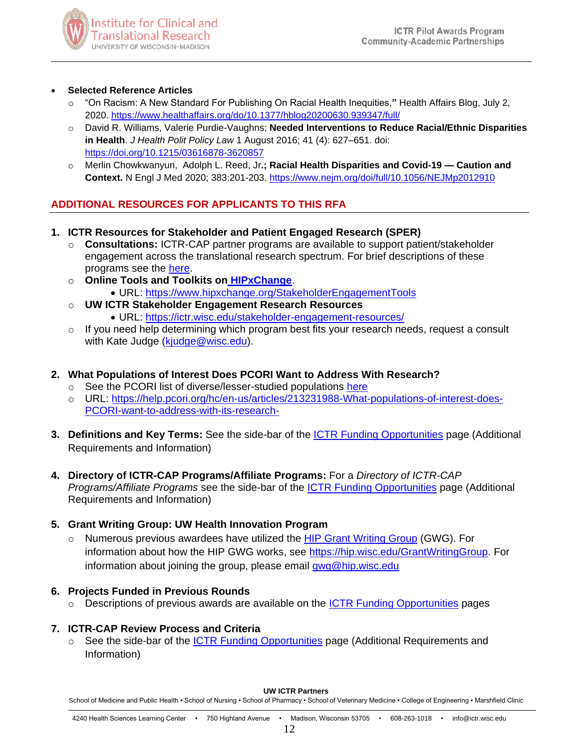- **Selected Reference Articles**
  - "On Racism: A New Standard For Publishing On Racial Health Inequities," Health Affairs Blog, July 2, 2020. https://www.healthaffairs.org/do/10.1377/hblog20200630.939347/full/
  - David R. Williams, Valerie Purdie-Vaughns; **Needed Interventions to Reduce Racial/Ethnic Disparities in Health**. *J Health Polit Policy Law* 1 August 2016; 41 (4): 627–651. doi: https://doi.org/10.1215/03616878-3620857
  - Merlin Chowkwanyun, Adolph L. Reed, Jr.**; Racial Health Disparities and Covid-19 — Caution and Context.** N Engl J Med 2020; 383:201-203. https://www.nejm.org/doi/full/10.1056/NEJMp2012910

## ADDITIONAL RESOURCES FOR APPLICANTS TO THIS RFA

1. **ICTR Resources for Stakeholder and Patient Engaged Research (SPER)**
   - **Consultations:** ICTR-CAP partner programs are available to support patient/stakeholder engagement across the translational research spectrum. For brief descriptions of these programs see the here.
   - **Online Tools and Toolkits on HIPxChange**.
     - URL: https://www.hipxchange.org/StakeholderEngagementTools
   - **UW ICTR Stakeholder Engagement Research Resources**
     - URL: https://ictr.wisc.edu/stakeholder-engagement-resources/
   - If you need help determining which program best fits your research needs, request a consult with Kate Judge (kjudge@wisc.edu).

2. **What Populations of Interest Does PCORI Want to Address With Research?**
   - See the PCORI list of diverse/lesser-studied populations here
   - URL: https://help.pcori.org/hc/en-us/articles/213231988-What-populations-of-interest-does-PCORI-want-to-address-with-its-research-

3. **Definitions and Key Terms:** See the side-bar of the ICTR Funding Opportunities page (Additional Requirements and Information)

4. **Directory of ICTR-CAP Programs/Affiliate Programs:** For a *Directory of ICTR-CAP Programs/Affiliate Programs* see the side-bar of the ICTR Funding Opportunities page (Additional Requirements and Information)

5. **Grant Writing Group: UW Health Innovation Program**
   - Numerous previous awardees have utilized the HIP Grant Writing Group (GWG). For information about how the HIP GWG works, see https://hip.wisc.edu/GrantWritingGroup. For information about joining the group, please email gwg@hip.wisc.edu

6. **Projects Funded in Previous Rounds**
   - Descriptions of previous awards are available on the ICTR Funding Opportunities pages

7. **ICTR-CAP Review Process and Criteria**
   - See the side-bar of the ICTR Funding Opportunities page (Additional Requirements and Information)